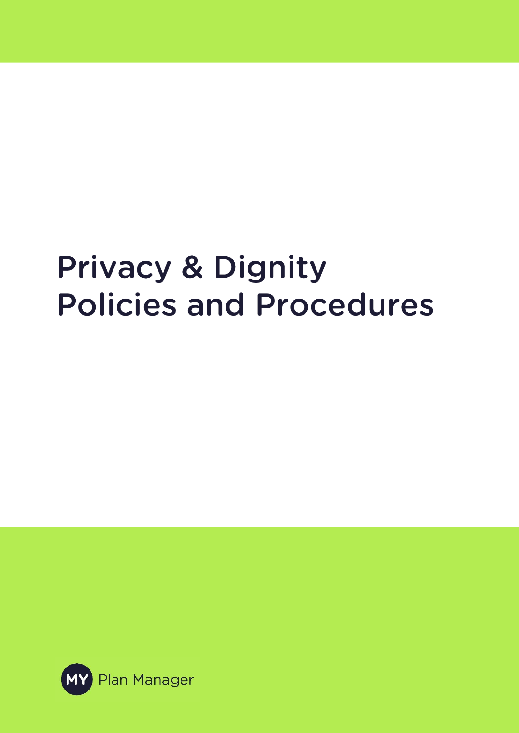# Privacy & Dignity Policies and Procedures

MY Plan Manager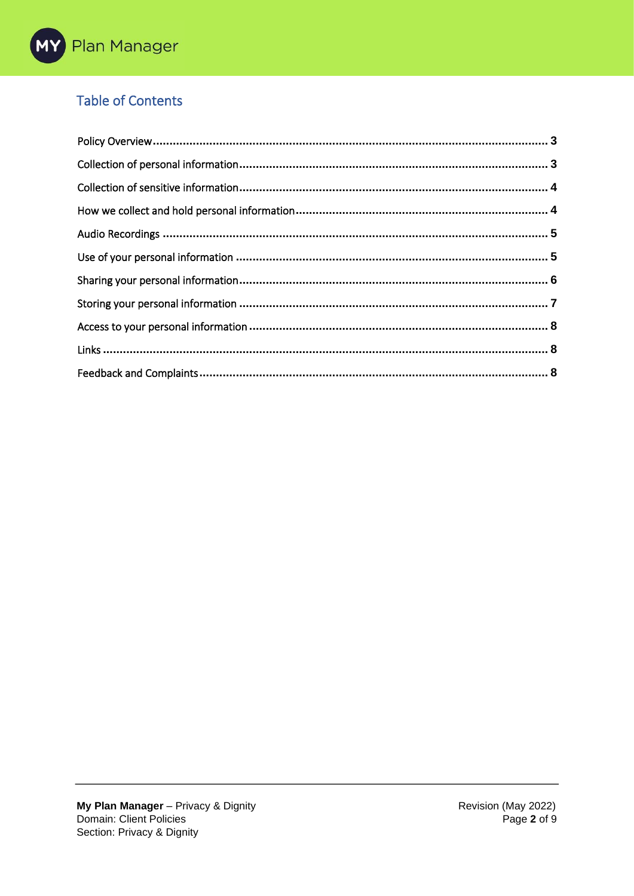## Table of Contents

Policy Overview ........ 3

Collection of personal information ........ 3

Collection of sensitive information ........ 4

How we collect and hold personal information ........ 4

Audio Recordings ........ 5

Use of your personal information ........ 5

Sharing your personal information ........ 6

Storing your personal information ........ 7

Access to your personal information ........ 8

Links ........ 8

Feedback and Complaints ........ 8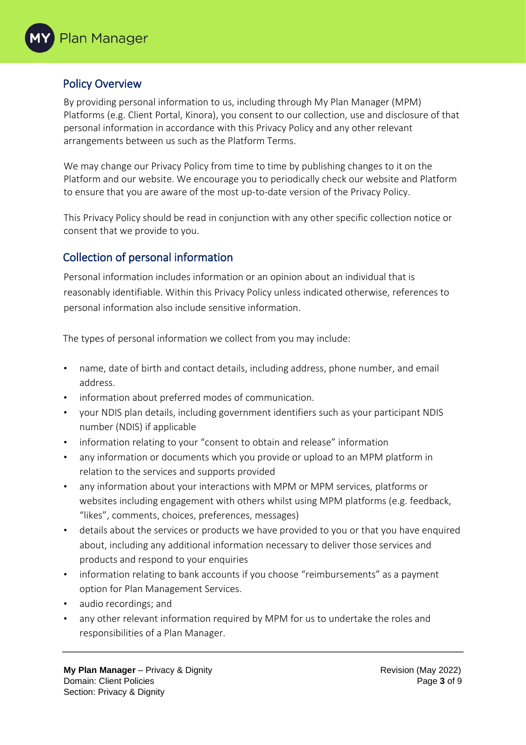## Policy Overview

By providing personal information to us, including through My Plan Manager (MPM) Platforms (e.g. Client Portal, Kinora), you consent to our collection, use and disclosure of that personal information in accordance with this Privacy Policy and any other relevant arrangements between us such as the Platform Terms.

We may change our Privacy Policy from time to time by publishing changes to it on the Platform and our website. We encourage you to periodically check our website and Platform to ensure that you are aware of the most up-to-date version of the Privacy Policy.

This Privacy Policy should be read in conjunction with any other specific collection notice or consent that we provide to you.

## Collection of personal information

Personal information includes information or an opinion about an individual that is reasonably identifiable. Within this Privacy Policy unless indicated otherwise, references to personal information also include sensitive information.

The types of personal information we collect from you may include:

- name, date of birth and contact details, including address, phone number, and email address.
- information about preferred modes of communication.
- your NDIS plan details, including government identifiers such as your participant NDIS number (NDIS) if applicable
- information relating to your "consent to obtain and release" information
- any information or documents which you provide or upload to an MPM platform in relation to the services and supports provided
- any information about your interactions with MPM or MPM services, platforms or websites including engagement with others whilst using MPM platforms (e.g. feedback, "likes", comments, choices, preferences, messages)
- details about the services or products we have provided to you or that you have enquired about, including any additional information necessary to deliver those services and products and respond to your enquiries
- information relating to bank accounts if you choose "reimbursements" as a payment option for Plan Management Services.
- audio recordings; and
- any other relevant information required by MPM for us to undertake the roles and responsibilities of a Plan Manager.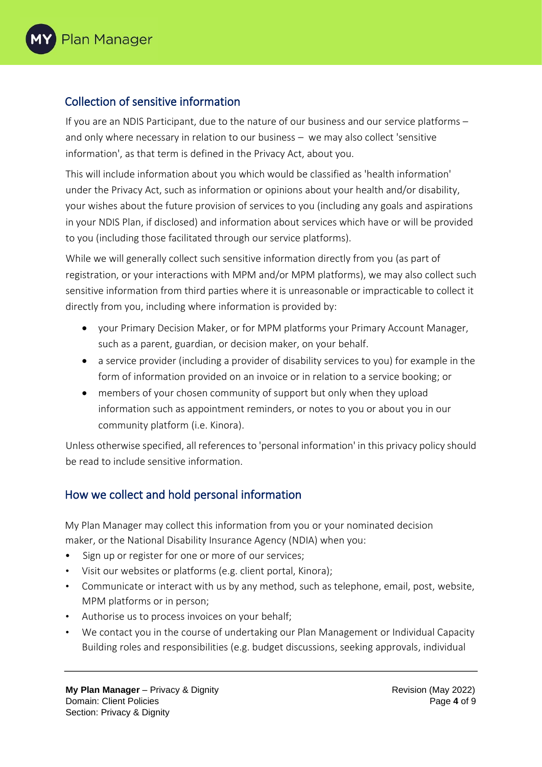## Collection of sensitive information

If you are an NDIS Participant, due to the nature of our business and our service platforms – and only where necessary in relation to our business – we may also collect 'sensitive information', as that term is defined in the Privacy Act, about you.

This will include information about you which would be classified as 'health information' under the Privacy Act, such as information or opinions about your health and/or disability, your wishes about the future provision of services to you (including any goals and aspirations in your NDIS Plan, if disclosed) and information about services which have or will be provided to you (including those facilitated through our service platforms).

While we will generally collect such sensitive information directly from you (as part of registration, or your interactions with MPM and/or MPM platforms), we may also collect such sensitive information from third parties where it is unreasonable or impracticable to collect it directly from you, including where information is provided by:

- your Primary Decision Maker, or for MPM platforms your Primary Account Manager, such as a parent, guardian, or decision maker, on your behalf.
- a service provider (including a provider of disability services to you) for example in the form of information provided on an invoice or in relation to a service booking; or
- members of your chosen community of support but only when they upload information such as appointment reminders, or notes to you or about you in our community platform (i.e. Kinora).

Unless otherwise specified, all references to 'personal information' in this privacy policy should be read to include sensitive information.

## How we collect and hold personal information

My Plan Manager may collect this information from you or your nominated decision maker, or the National Disability Insurance Agency (NDIA) when you:

- Sign up or register for one or more of our services;
- Visit our websites or platforms (e.g. client portal, Kinora);
- Communicate or interact with us by any method, such as telephone, email, post, website, MPM platforms or in person;
- Authorise us to process invoices on your behalf;
- We contact you in the course of undertaking our Plan Management or Individual Capacity Building roles and responsibilities (e.g. budget discussions, seeking approvals, individual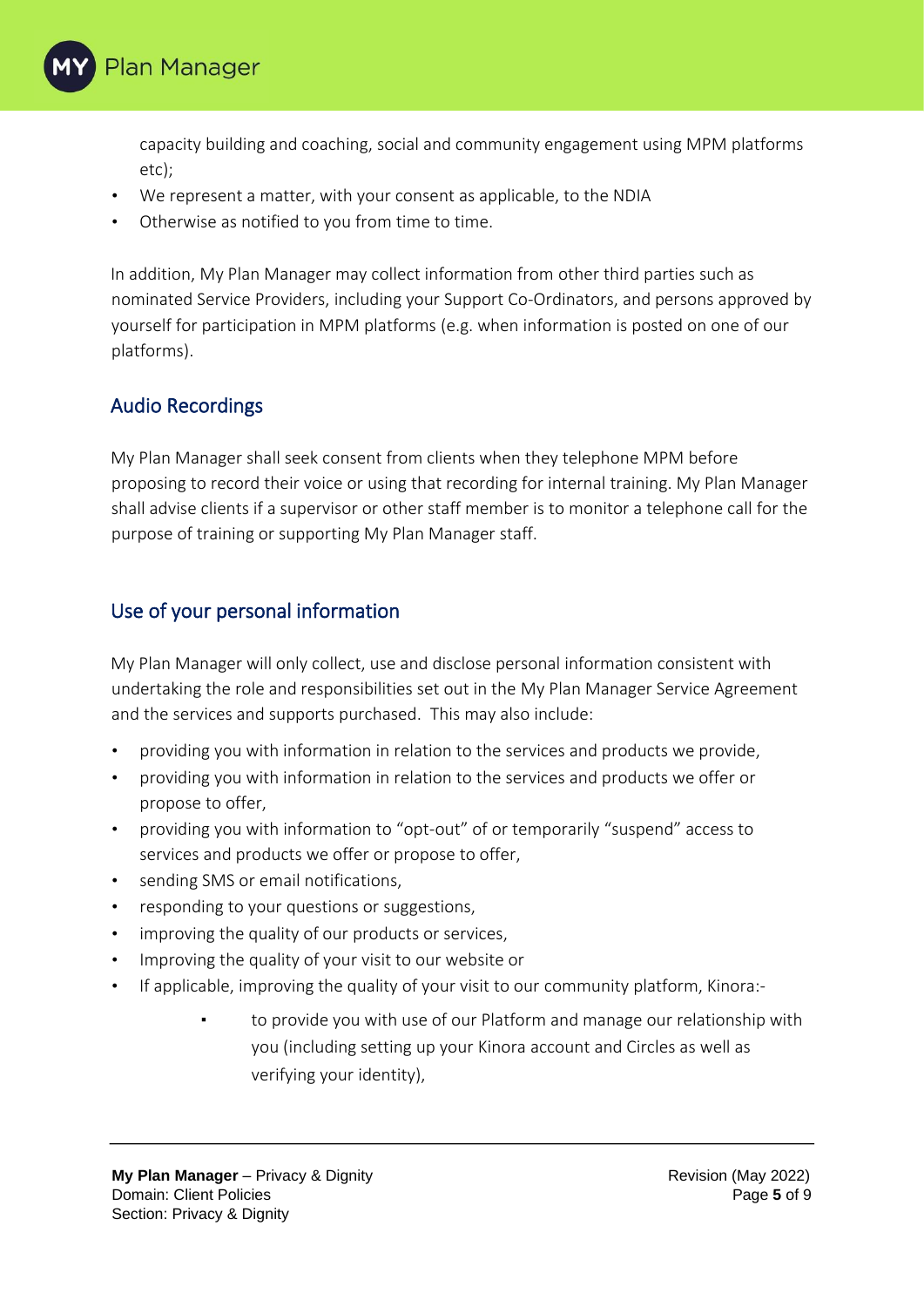capacity building and coaching, social and community engagement using MPM platforms etc);

- We represent a matter, with your consent as applicable, to the NDIA
- Otherwise as notified to you from time to time.

In addition, My Plan Manager may collect information from other third parties such as nominated Service Providers, including your Support Co-Ordinators, and persons approved by yourself for participation in MPM platforms (e.g. when information is posted on one of our platforms).

## Audio Recordings

My Plan Manager shall seek consent from clients when they telephone MPM before proposing to record their voice or using that recording for internal training. My Plan Manager shall advise clients if a supervisor or other staff member is to monitor a telephone call for the purpose of training or supporting My Plan Manager staff.

## Use of your personal information

My Plan Manager will only collect, use and disclose personal information consistent with undertaking the role and responsibilities set out in the My Plan Manager Service Agreement and the services and supports purchased. This may also include:

- providing you with information in relation to the services and products we provide,
- providing you with information in relation to the services and products we offer or propose to offer,
- providing you with information to "opt-out" of or temporarily "suspend" access to services and products we offer or propose to offer,
- sending SMS or email notifications,
- responding to your questions or suggestions,
- improving the quality of our products or services,
- Improving the quality of your visit to our website or
- If applicable, improving the quality of your visit to our community platform, Kinora:-
    - to provide you with use of our Platform and manage our relationship with you (including setting up your Kinora account and Circles as well as verifying your identity),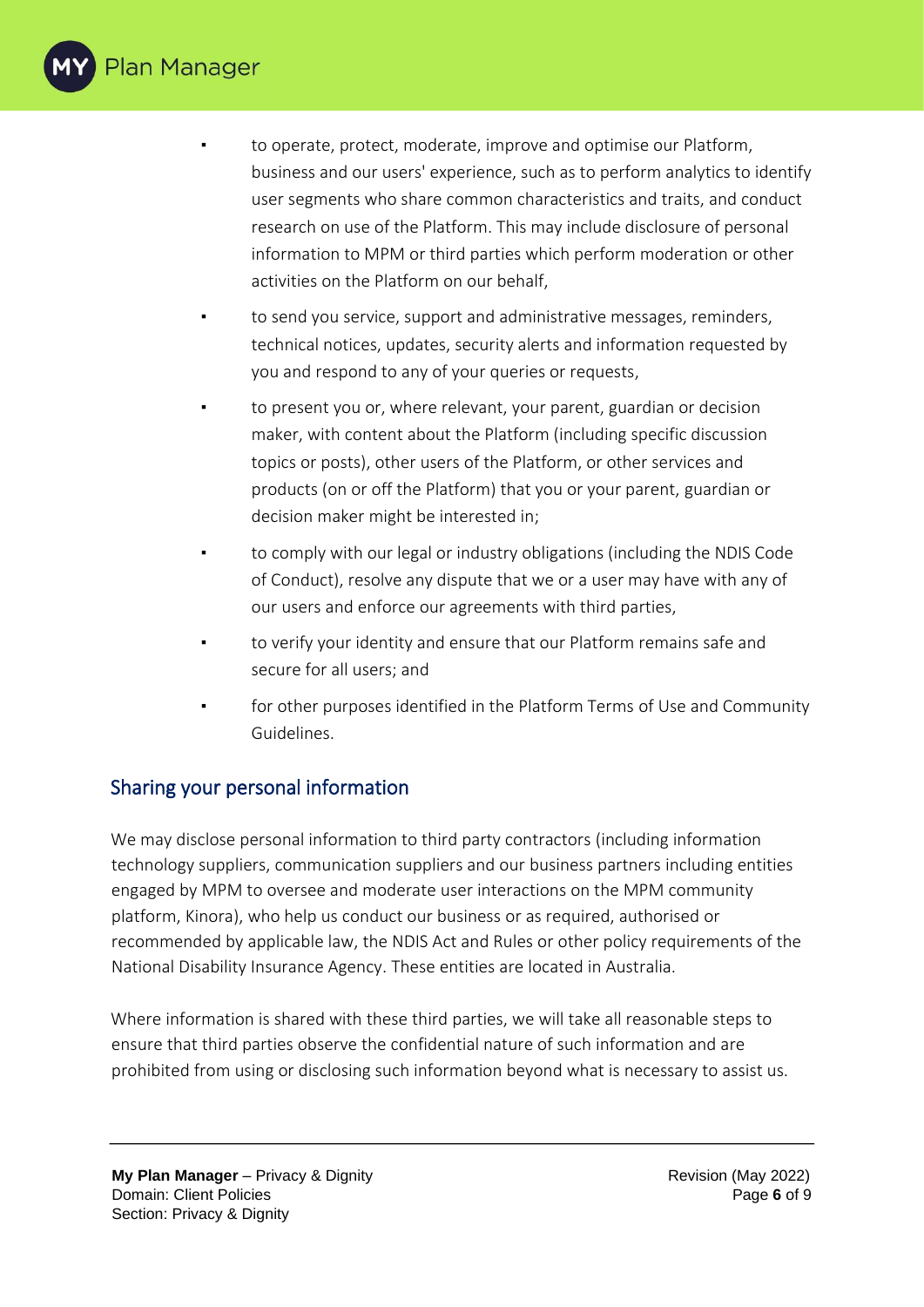- to operate, protect, moderate, improve and optimise our Platform, business and our users' experience, such as to perform analytics to identify user segments who share common characteristics and traits, and conduct research on use of the Platform. This may include disclosure of personal information to MPM or third parties which perform moderation or other activities on the Platform on our behalf,
- to send you service, support and administrative messages, reminders, technical notices, updates, security alerts and information requested by you and respond to any of your queries or requests,
- to present you or, where relevant, your parent, guardian or decision maker, with content about the Platform (including specific discussion topics or posts), other users of the Platform, or other services and products (on or off the Platform) that you or your parent, guardian or decision maker might be interested in;
- to comply with our legal or industry obligations (including the NDIS Code of Conduct), resolve any dispute that we or a user may have with any of our users and enforce our agreements with third parties,
- to verify your identity and ensure that our Platform remains safe and secure for all users; and
- for other purposes identified in the Platform Terms of Use and Community Guidelines.

## Sharing your personal information

We may disclose personal information to third party contractors (including information technology suppliers, communication suppliers and our business partners including entities engaged by MPM to oversee and moderate user interactions on the MPM community platform, Kinora), who help us conduct our business or as required, authorised or recommended by applicable law, the NDIS Act and Rules or other policy requirements of the National Disability Insurance Agency. These entities are located in Australia.

Where information is shared with these third parties, we will take all reasonable steps to ensure that third parties observe the confidential nature of such information and are prohibited from using or disclosing such information beyond what is necessary to assist us.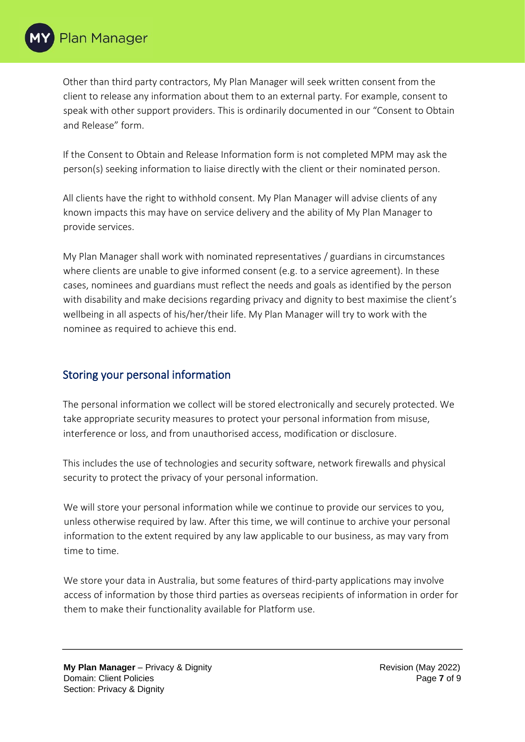Other than third party contractors, My Plan Manager will seek written consent from the client to release any information about them to an external party. For example, consent to speak with other support providers. This is ordinarily documented in our "Consent to Obtain and Release" form.

If the Consent to Obtain and Release Information form is not completed MPM may ask the person(s) seeking information to liaise directly with the client or their nominated person.

All clients have the right to withhold consent. My Plan Manager will advise clients of any known impacts this may have on service delivery and the ability of My Plan Manager to provide services.

My Plan Manager shall work with nominated representatives / guardians in circumstances where clients are unable to give informed consent (e.g. to a service agreement). In these cases, nominees and guardians must reflect the needs and goals as identified by the person with disability and make decisions regarding privacy and dignity to best maximise the client's wellbeing in all aspects of his/her/their life. My Plan Manager will try to work with the nominee as required to achieve this end.

## Storing your personal information

The personal information we collect will be stored electronically and securely protected. We take appropriate security measures to protect your personal information from misuse, interference or loss, and from unauthorised access, modification or disclosure.

This includes the use of technologies and security software, network firewalls and physical security to protect the privacy of your personal information.

We will store your personal information while we continue to provide our services to you, unless otherwise required by law. After this time, we will continue to archive your personal information to the extent required by any law applicable to our business, as may vary from time to time.

We store your data in Australia, but some features of third-party applications may involve access of information by those third parties as overseas recipients of information in order for them to make their functionality available for Platform use.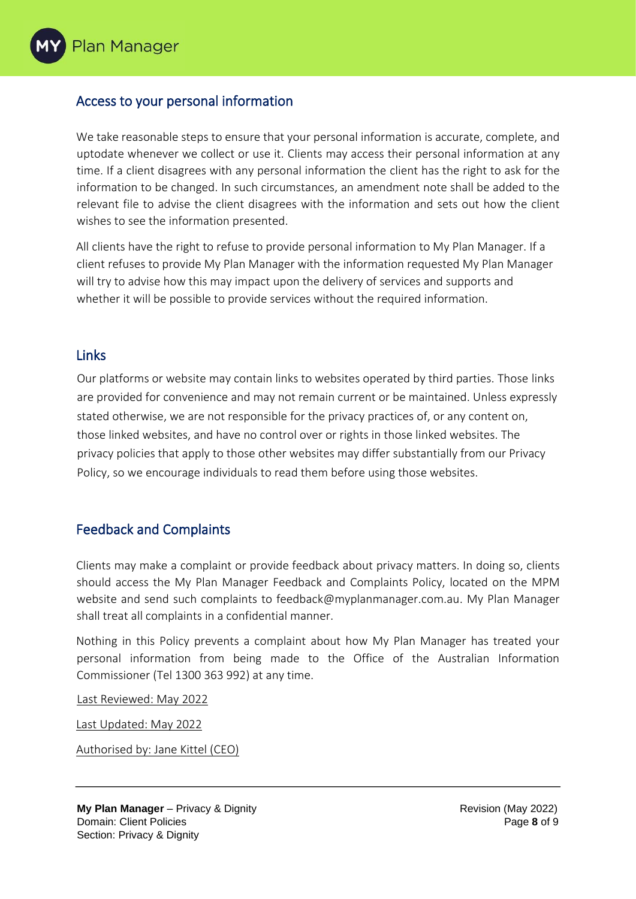## Access to your personal information

We take reasonable steps to ensure that your personal information is accurate, complete, and uptodate whenever we collect or use it. Clients may access their personal information at any time. If a client disagrees with any personal information the client has the right to ask for the information to be changed. In such circumstances, an amendment note shall be added to the relevant file to advise the client disagrees with the information and sets out how the client wishes to see the information presented.

All clients have the right to refuse to provide personal information to My Plan Manager. If a client refuses to provide My Plan Manager with the information requested My Plan Manager will try to advise how this may impact upon the delivery of services and supports and whether it will be possible to provide services without the required information.

## Links

Our platforms or website may contain links to websites operated by third parties. Those links are provided for convenience and may not remain current or be maintained. Unless expressly stated otherwise, we are not responsible for the privacy practices of, or any content on, those linked websites, and have no control over or rights in those linked websites. The privacy policies that apply to those other websites may differ substantially from our Privacy Policy, so we encourage individuals to read them before using those websites.

## Feedback and Complaints

Clients may make a complaint or provide feedback about privacy matters. In doing so, clients should access the My Plan Manager Feedback and Complaints Policy, located on the MPM website and send such complaints to feedback@myplanmanager.com.au. My Plan Manager shall treat all complaints in a confidential manner.

Nothing in this Policy prevents a complaint about how My Plan Manager has treated your personal information from being made to the Office of the Australian Information Commissioner (Tel 1300 363 992) at any time.

Last Reviewed: May 2022

Last Updated: May 2022

Authorised by: Jane Kittel (CEO)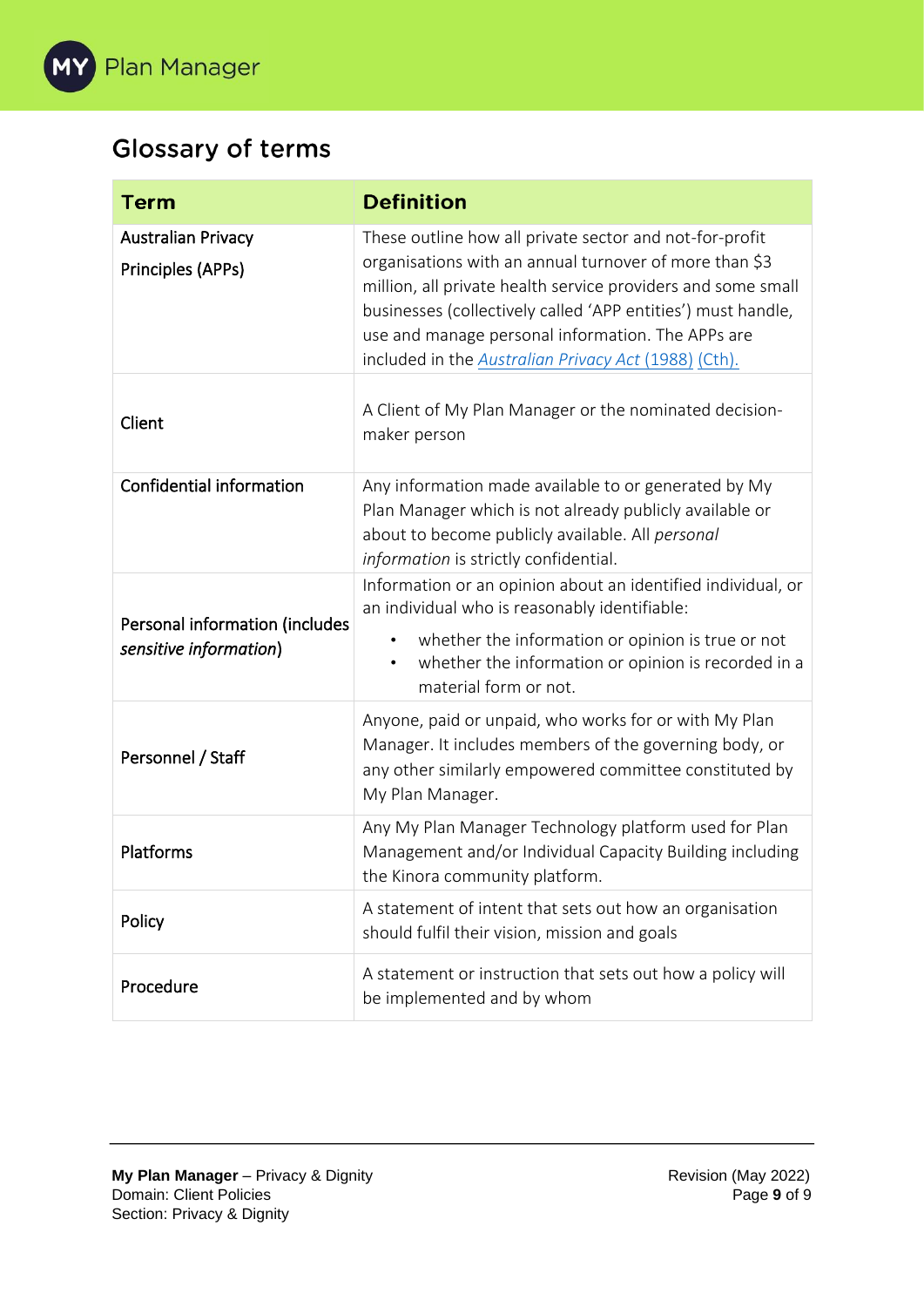## Glossary of terms

| Term | Definition |
|---|---|
| Australian Privacy Principles (APPs) | These outline how all private sector and not-for-profit organisations with an annual turnover of more than $3 million, all private health service providers and some small businesses (collectively called 'APP entities') must handle, use and manage personal information. The APPs are included in the *Australian Privacy Act* (1988) (Cth). |
| Client | A Client of My Plan Manager or the nominated decision-maker person |
| Confidential information | Any information made available to or generated by My Plan Manager which is not already publicly available or about to become publicly available. All *personal information* is strictly confidential. |
| Personal information (includes *sensitive information*) | Information or an opinion about an identified individual, or an individual who is reasonably identifiable:<br>• whether the information or opinion is true or not<br>• whether the information or opinion is recorded in a material form or not. |
| Personnel / Staff | Anyone, paid or unpaid, who works for or with My Plan Manager. It includes members of the governing body, or any other similarly empowered committee constituted by My Plan Manager. |
| Platforms | Any My Plan Manager Technology platform used for Plan Management and/or Individual Capacity Building including the Kinora community platform. |
| Policy | A statement of intent that sets out how an organisation should fulfil their vision, mission and goals |
| Procedure | A statement or instruction that sets out how a policy will be implemented and by whom |